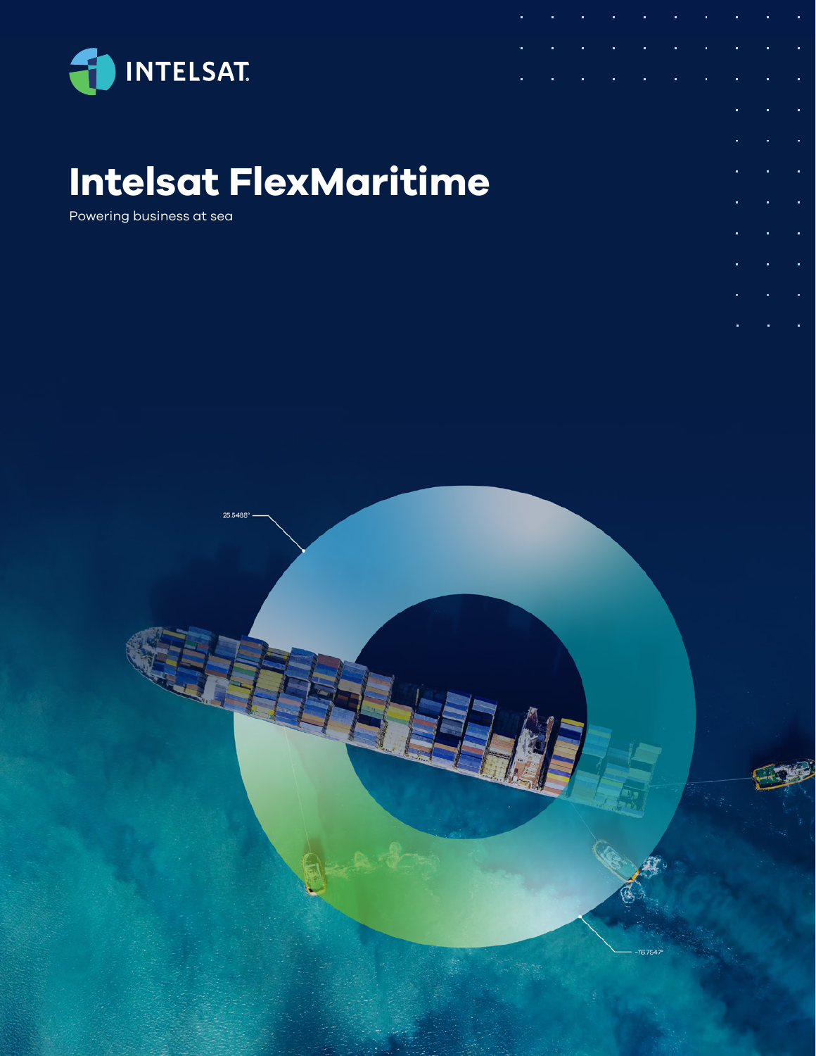INTELSAT

# Intelsat FlexMaritime

Powering business at sea

25.5488°

-76.7547°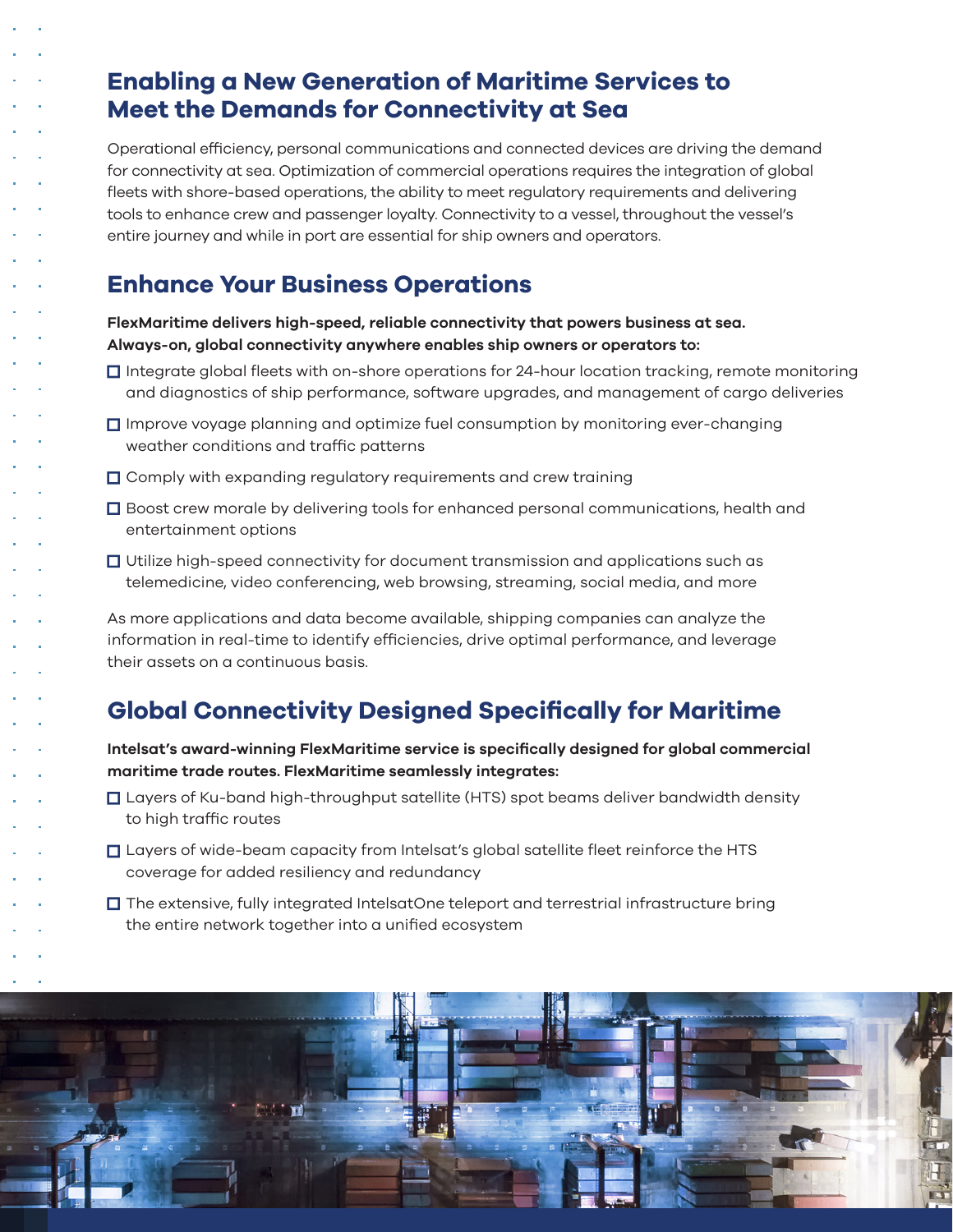## Enabling a New Generation of Maritime Services to Meet the Demands for Connectivity at Sea

Operational efficiency, personal communications and connected devices are driving the demand for connectivity at sea. Optimization of commercial operations requires the integration of global fleets with shore-based operations, the ability to meet regulatory requirements and delivering tools to enhance crew and passenger loyalty. Connectivity to a vessel, throughout the vessel's entire journey and while in port are essential for ship owners and operators.

## Enhance Your Business Operations

**FlexMaritime delivers high-speed, reliable connectivity that powers business at sea. Always-on, global connectivity anywhere enables ship owners or operators to:**

- Integrate global fleets with on-shore operations for 24-hour location tracking, remote monitoring and diagnostics of ship performance, software upgrades, and management of cargo deliveries
- Improve voyage planning and optimize fuel consumption by monitoring ever-changing weather conditions and traffic patterns
- Comply with expanding regulatory requirements and crew training
- Boost crew morale by delivering tools for enhanced personal communications, health and entertainment options
- Utilize high-speed connectivity for document transmission and applications such as telemedicine, video conferencing, web browsing, streaming, social media, and more

As more applications and data become available, shipping companies can analyze the information in real-time to identify efficiencies, drive optimal performance, and leverage their assets on a continuous basis.

## Global Connectivity Designed Specifically for Maritime

**Intelsat's award-winning FlexMaritime service is specifically designed for global commercial maritime trade routes. FlexMaritime seamlessly integrates:**

- Layers of Ku-band high-throughput satellite (HTS) spot beams deliver bandwidth density to high traffic routes
- Layers of wide-beam capacity from Intelsat's global satellite fleet reinforce the HTS coverage for added resiliency and redundancy
- The extensive, fully integrated IntelsatOne teleport and terrestrial infrastructure bring the entire network together into a unified ecosystem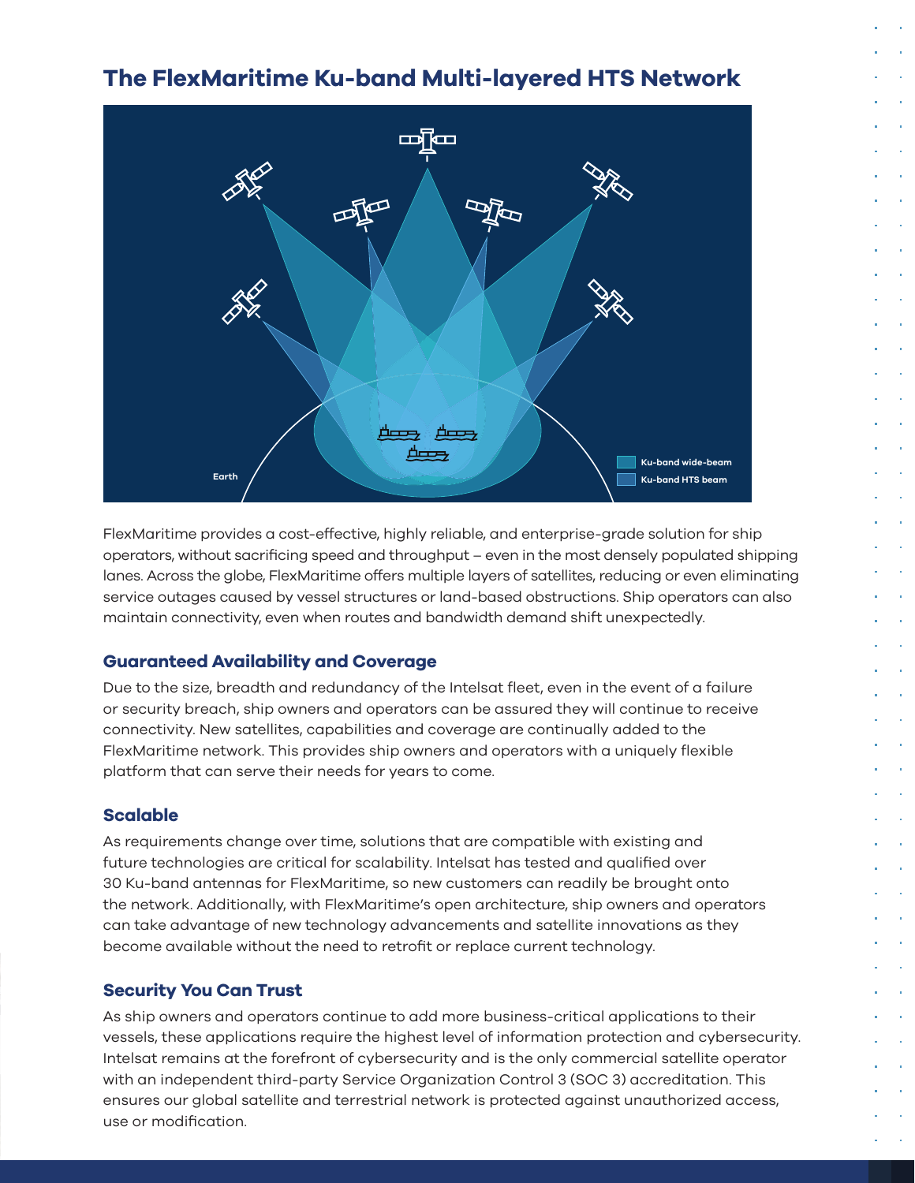## The FlexMaritime Ku-band Multi-layered HTS Network

Earth

Ku-band wide-beam

Ku-band HTS beam

FlexMaritime provides a cost-effective, highly reliable, and enterprise-grade solution for ship operators, without sacrificing speed and throughput – even in the most densely populated shipping lanes. Across the globe, FlexMaritime offers multiple layers of satellites, reducing or even eliminating service outages caused by vessel structures or land-based obstructions. Ship operators can also maintain connectivity, even when routes and bandwidth demand shift unexpectedly.

### Guaranteed Availability and Coverage

Due to the size, breadth and redundancy of the Intelsat fleet, even in the event of a failure or security breach, ship owners and operators can be assured they will continue to receive connectivity. New satellites, capabilities and coverage are continually added to the FlexMaritime network. This provides ship owners and operators with a uniquely flexible platform that can serve their needs for years to come.

### Scalable

As requirements change over time, solutions that are compatible with existing and future technologies are critical for scalability. Intelsat has tested and qualified over 30 Ku-band antennas for FlexMaritime, so new customers can readily be brought onto the network. Additionally, with FlexMaritime's open architecture, ship owners and operators can take advantage of new technology advancements and satellite innovations as they become available without the need to retrofit or replace current technology.

### Security You Can Trust

As ship owners and operators continue to add more business-critical applications to their vessels, these applications require the highest level of information protection and cybersecurity. Intelsat remains at the forefront of cybersecurity and is the only commercial satellite operator with an independent third-party Service Organization Control 3 (SOC 3) accreditation. This ensures our global satellite and terrestrial network is protected against unauthorized access, use or modification.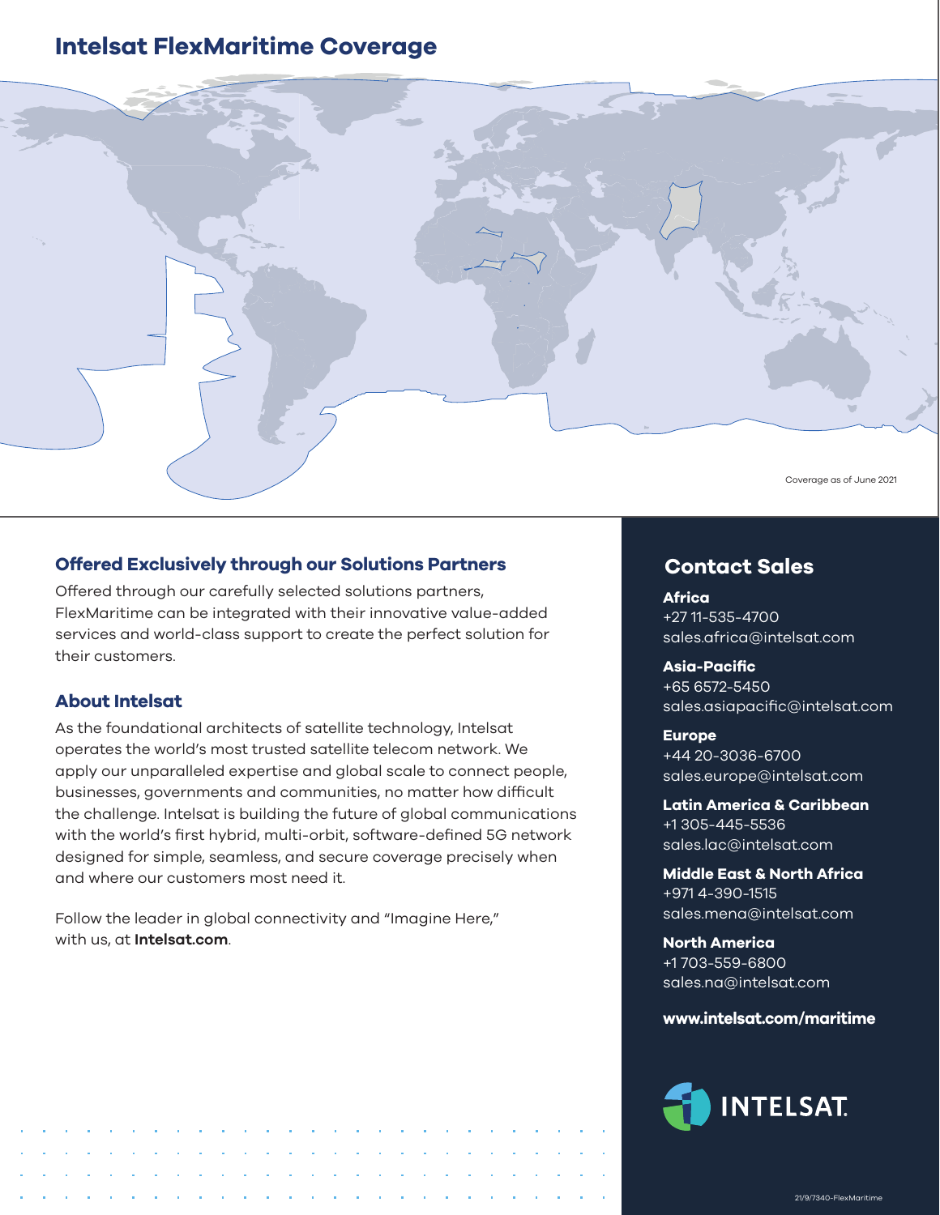## Intelsat FlexMaritime Coverage

Coverage as of June 2021

### Offered Exclusively through our Solutions Partners

Offered through our carefully selected solutions partners, FlexMaritime can be integrated with their innovative value-added services and world-class support to create the perfect solution for their customers.

### About Intelsat

As the foundational architects of satellite technology, Intelsat operates the world's most trusted satellite telecom network. We apply our unparalleled expertise and global scale to connect people, businesses, governments and communities, no matter how difficult the challenge. Intelsat is building the future of global communications with the world's first hybrid, multi-orbit, software-defined 5G network designed for simple, seamless, and secure coverage precisely when and where our customers most need it.

Follow the leader in global connectivity and "Imagine Here," with us, at **Intelsat.com**.

## Contact Sales

**Africa**
+27 11-535-4700
sales.africa@intelsat.com

**Asia-Pacific**
+65 6572-5450
sales.asiapacific@intelsat.com

**Europe**
+44 20-3036-6700
sales.europe@intelsat.com

**Latin America & Caribbean**
+1 305-445-5536
sales.lac@intelsat.com

**Middle East & North Africa**
+971 4-390-1515
sales.mena@intelsat.com

**North America**
+1 703-559-6800
sales.na@intelsat.com

**www.intelsat.com/maritime**

INTELSAT

21/9/7340-FlexMaritime